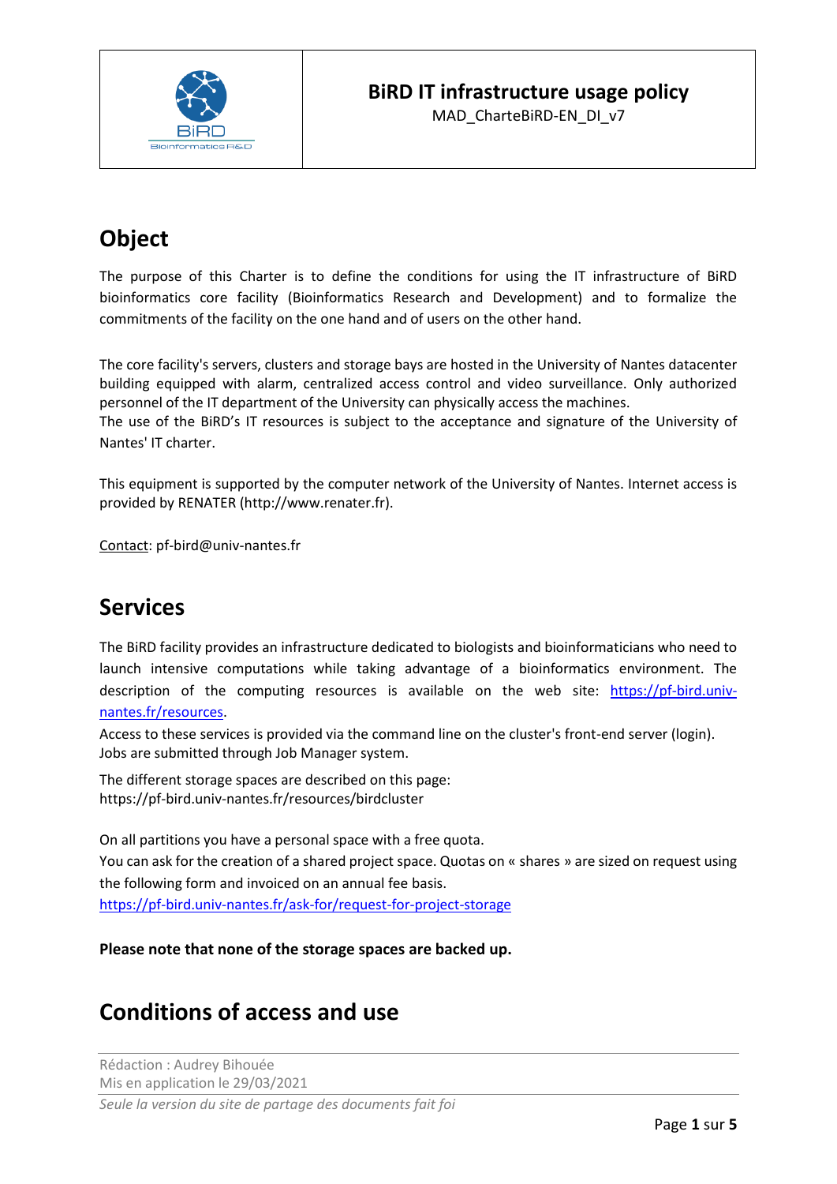| BiRD Bioinformatics R&D | **BiRD IT infrastructure usage policy** MAD_CharteBiRD-EN_DI_v7 |
|---|---|

# Object

The purpose of this Charter is to define the conditions for using the IT infrastructure of BiRD bioinformatics core facility (Bioinformatics Research and Development) and to formalize the commitments of the facility on the one hand and of users on the other hand.

The core facility's servers, clusters and storage bays are hosted in the University of Nantes datacenter building equipped with alarm, centralized access control and video surveillance. Only authorized personnel of the IT department of the University can physically access the machines.
The use of the BiRD's IT resources is subject to the acceptance and signature of the University of Nantes' IT charter.

This equipment is supported by the computer network of the University of Nantes. Internet access is provided by RENATER (http://www.renater.fr).

Contact: pf-bird@univ-nantes.fr

# Services

The BiRD facility provides an infrastructure dedicated to biologists and bioinformaticians who need to launch intensive computations while taking advantage of a bioinformatics environment. The description of the computing resources is available on the web site: https://pf-bird.univ-nantes.fr/resources.
Access to these services is provided via the command line on the cluster's front-end server (login).
Jobs are submitted through Job Manager system.

The different storage spaces are described on this page:
https://pf-bird.univ-nantes.fr/resources/birdcluster

On all partitions you have a personal space with a free quota.
You can ask for the creation of a shared project space. Quotas on « shares » are sized on request using the following form and invoiced on an annual fee basis.
https://pf-bird.univ-nantes.fr/ask-for/request-for-project-storage

**Please note that none of the storage spaces are backed up.**

# Conditions of access and use

Rédaction : Audrey Bihouée
Mis en application le 29/03/2021
*Seule la version du site de partage des documents fait foi*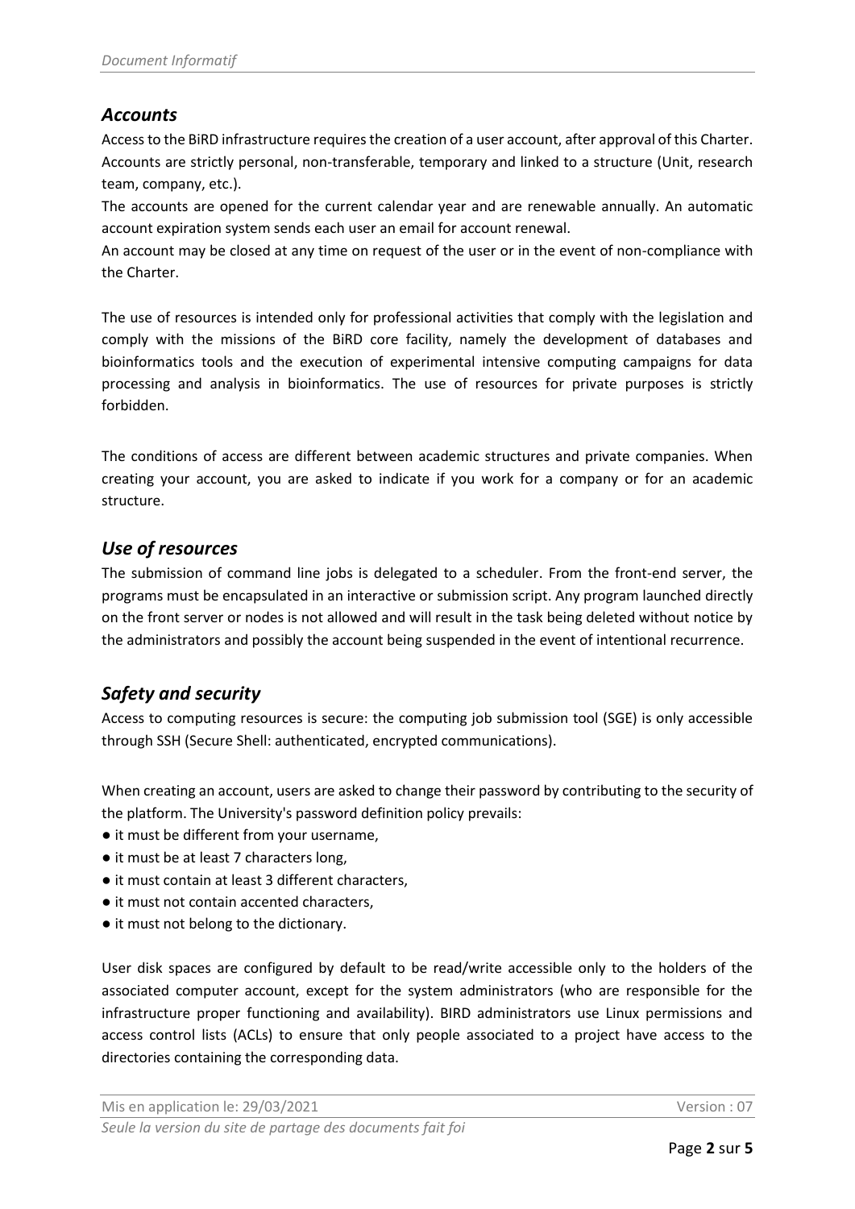## *Accounts*

Access to the BiRD infrastructure requires the creation of a user account, after approval of this Charter. Accounts are strictly personal, non-transferable, temporary and linked to a structure (Unit, research team, company, etc.).

The accounts are opened for the current calendar year and are renewable annually. An automatic account expiration system sends each user an email for account renewal.

An account may be closed at any time on request of the user or in the event of non-compliance with the Charter.

The use of resources is intended only for professional activities that comply with the legislation and comply with the missions of the BiRD core facility, namely the development of databases and bioinformatics tools and the execution of experimental intensive computing campaigns for data processing and analysis in bioinformatics. The use of resources for private purposes is strictly forbidden.

The conditions of access are different between academic structures and private companies. When creating your account, you are asked to indicate if you work for a company or for an academic structure.

## *Use of resources*

The submission of command line jobs is delegated to a scheduler. From the front-end server, the programs must be encapsulated in an interactive or submission script. Any program launched directly on the front server or nodes is not allowed and will result in the task being deleted without notice by the administrators and possibly the account being suspended in the event of intentional recurrence.

## *Safety and security*

Access to computing resources is secure: the computing job submission tool (SGE) is only accessible through SSH (Secure Shell: authenticated, encrypted communications).

When creating an account, users are asked to change their password by contributing to the security of the platform. The University's password definition policy prevails:

- it must be different from your username,
- it must be at least 7 characters long,
- it must contain at least 3 different characters,
- it must not contain accented characters,
- it must not belong to the dictionary.

User disk spaces are configured by default to be read/write accessible only to the holders of the associated computer account, except for the system administrators (who are responsible for the infrastructure proper functioning and availability). BIRD administrators use Linux permissions and access control lists (ACLs) to ensure that only people associated to a project have access to the directories containing the corresponding data.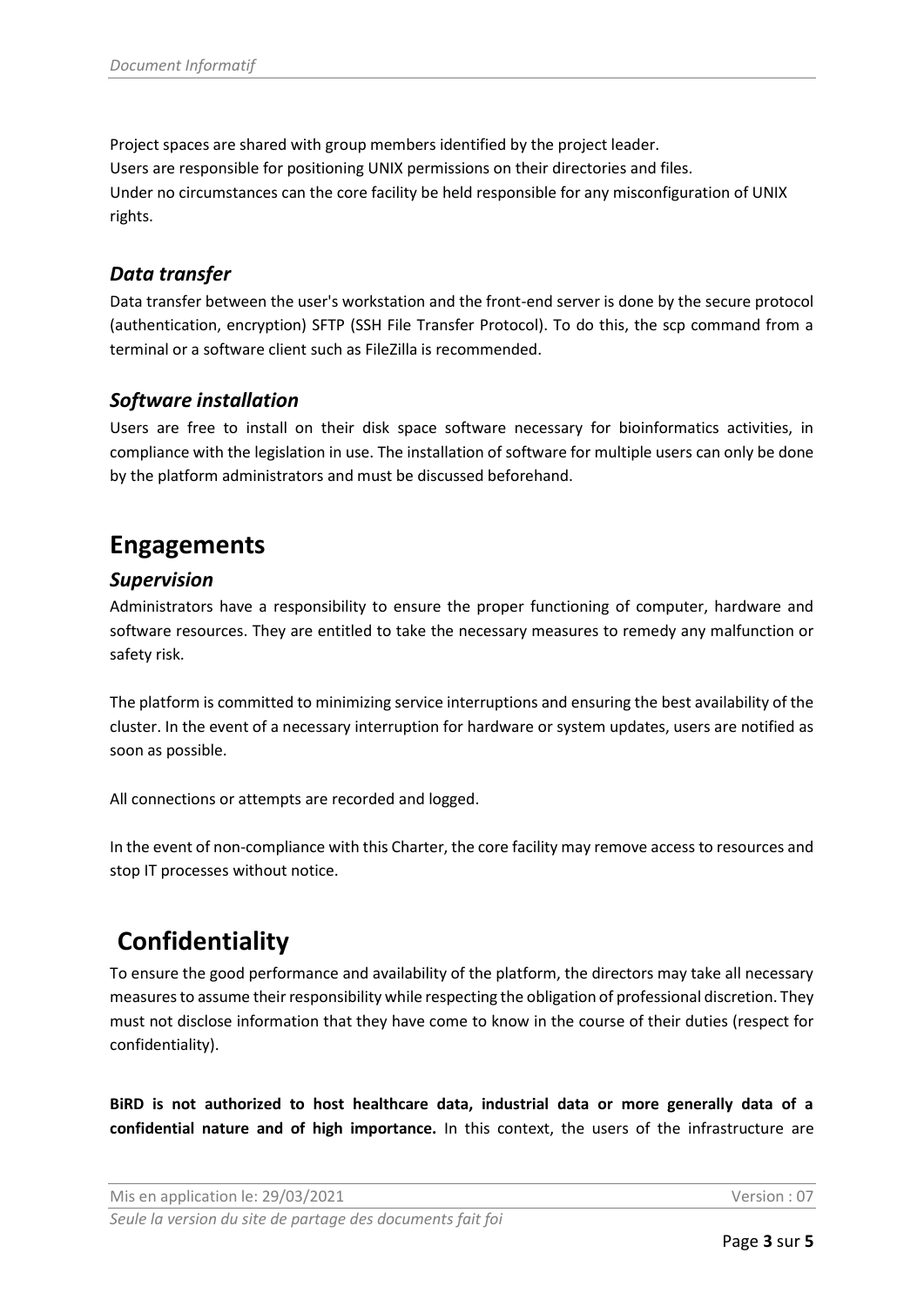Project spaces are shared with group members identified by the project leader.
Users are responsible for positioning UNIX permissions on their directories and files.
Under no circumstances can the core facility be held responsible for any misconfiguration of UNIX rights.

### *Data transfer*

Data transfer between the user's workstation and the front-end server is done by the secure protocol (authentication, encryption) SFTP (SSH File Transfer Protocol). To do this, the scp command from a terminal or a software client such as FileZilla is recommended.

### *Software installation*

Users are free to install on their disk space software necessary for bioinformatics activities, in compliance with the legislation in use. The installation of software for multiple users can only be done by the platform administrators and must be discussed beforehand.

## Engagements

### *Supervision*

Administrators have a responsibility to ensure the proper functioning of computer, hardware and software resources. They are entitled to take the necessary measures to remedy any malfunction or safety risk.

The platform is committed to minimizing service interruptions and ensuring the best availability of the cluster. In the event of a necessary interruption for hardware or system updates, users are notified as soon as possible.

All connections or attempts are recorded and logged.

In the event of non-compliance with this Charter, the core facility may remove access to resources and stop IT processes without notice.

## Confidentiality

To ensure the good performance and availability of the platform, the directors may take all necessary measures to assume their responsibility while respecting the obligation of professional discretion. They must not disclose information that they have come to know in the course of their duties (respect for confidentiality).

**BiRD is not authorized to host healthcare data, industrial data or more generally data of a confidential nature and of high importance.** In this context, the users of the infrastructure are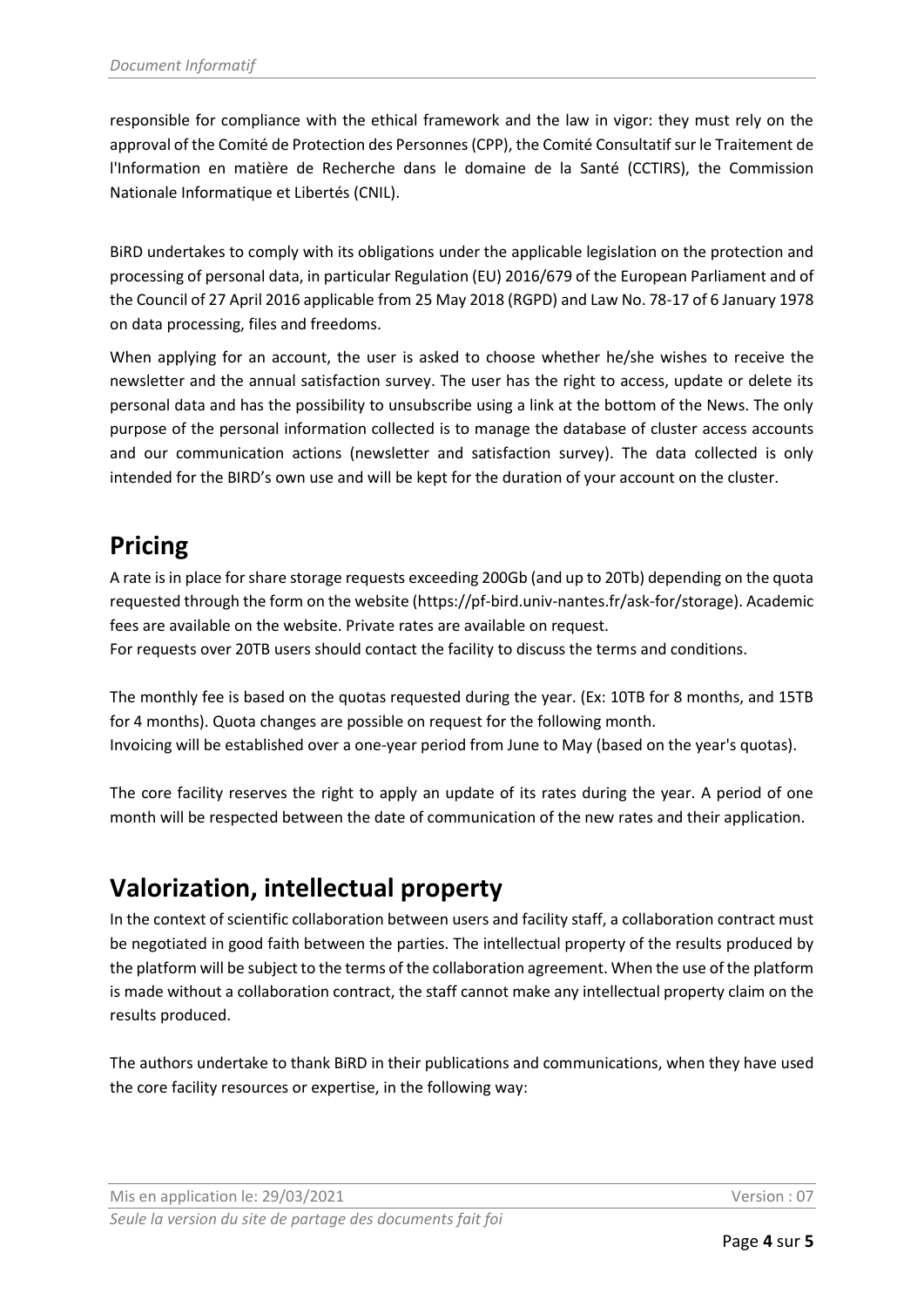responsible for compliance with the ethical framework and the law in vigor: they must rely on the approval of the Comité de Protection des Personnes (CPP), the Comité Consultatif sur le Traitement de l'Information en matière de Recherche dans le domaine de la Santé (CCTIRS), the Commission Nationale Informatique et Libertés (CNIL).

BiRD undertakes to comply with its obligations under the applicable legislation on the protection and processing of personal data, in particular Regulation (EU) 2016/679 of the European Parliament and of the Council of 27 April 2016 applicable from 25 May 2018 (RGPD) and Law No. 78-17 of 6 January 1978 on data processing, files and freedoms.

When applying for an account, the user is asked to choose whether he/she wishes to receive the newsletter and the annual satisfaction survey. The user has the right to access, update or delete its personal data and has the possibility to unsubscribe using a link at the bottom of the News. The only purpose of the personal information collected is to manage the database of cluster access accounts and our communication actions (newsletter and satisfaction survey). The data collected is only intended for the BIRD's own use and will be kept for the duration of your account on the cluster.

# Pricing

A rate is in place for share storage requests exceeding 200Gb (and up to 20Tb) depending on the quota requested through the form on the website (https://pf-bird.univ-nantes.fr/ask-for/storage). Academic fees are available on the website. Private rates are available on request.
For requests over 20TB users should contact the facility to discuss the terms and conditions.

The monthly fee is based on the quotas requested during the year. (Ex: 10TB for 8 months, and 15TB for 4 months). Quota changes are possible on request for the following month.
Invoicing will be established over a one-year period from June to May (based on the year's quotas).

The core facility reserves the right to apply an update of its rates during the year. A period of one month will be respected between the date of communication of the new rates and their application.

# Valorization, intellectual property

In the context of scientific collaboration between users and facility staff, a collaboration contract must be negotiated in good faith between the parties. The intellectual property of the results produced by the platform will be subject to the terms of the collaboration agreement. When the use of the platform is made without a collaboration contract, the staff cannot make any intellectual property claim on the results produced.

The authors undertake to thank BiRD in their publications and communications, when they have used the core facility resources or expertise, in the following way: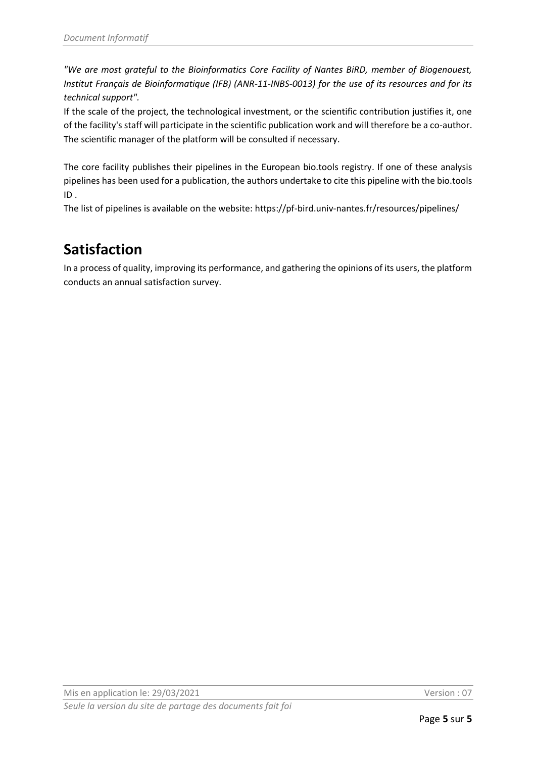*"We are most grateful to the Bioinformatics Core Facility of Nantes BiRD, member of Biogenouest, Institut Français de Bioinformatique (IFB) (ANR-11-INBS-0013) for the use of its resources and for its technical support".*

If the scale of the project, the technological investment, or the scientific contribution justifies it, one of the facility's staff will participate in the scientific publication work and will therefore be a co-author. The scientific manager of the platform will be consulted if necessary.

The core facility publishes their pipelines in the European bio.tools registry. If one of these analysis pipelines has been used for a publication, the authors undertake to cite this pipeline with the bio.tools ID .

The list of pipelines is available on the website: https://pf-bird.univ-nantes.fr/resources/pipelines/

# Satisfaction

In a process of quality, improving its performance, and gathering the opinions of its users, the platform conducts an annual satisfaction survey.